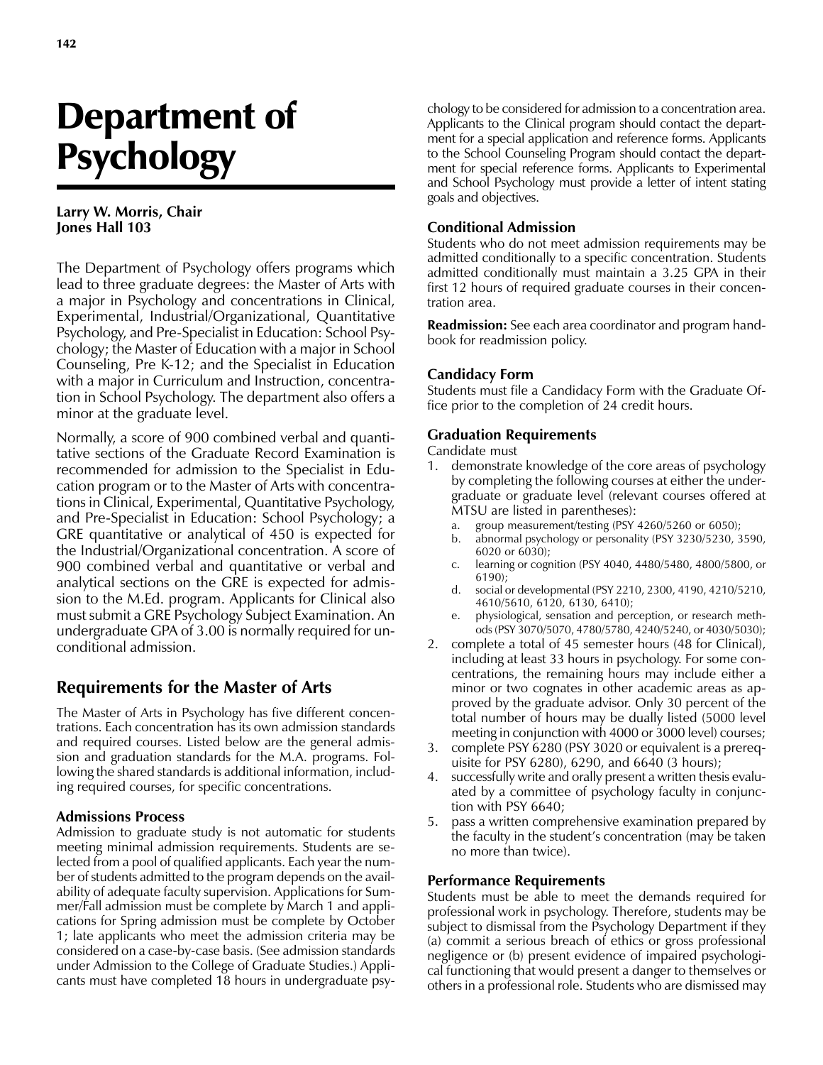# Department of Psychology

**Larry W. Morris, Chair**
**Jones Hall 103**

The Department of Psychology offers programs which lead to three graduate degrees: the Master of Arts with a major in Psychology and concentrations in Clinical, Experimental, Industrial/Organizational, Quantitative Psychology, and Pre-Specialist in Education: School Psychology; the Master of Education with a major in School Counseling, Pre K-12; and the Specialist in Education with a major in Curriculum and Instruction, concentration in School Psychology. The department also offers a minor at the graduate level.

Normally, a score of 900 combined verbal and quantitative sections of the Graduate Record Examination is recommended for admission to the Specialist in Education program or to the Master of Arts with concentrations in Clinical, Experimental, Quantitative Psychology, and Pre-Specialist in Education: School Psychology; a GRE quantitative or analytical of 450 is expected for the Industrial/Organizational concentration. A score of 900 combined verbal and quantitative or verbal and analytical sections on the GRE is expected for admission to the M.Ed. program. Applicants for Clinical also must submit a GRE Psychology Subject Examination. An undergraduate GPA of 3.00 is normally required for unconditional admission.

## Requirements for the Master of Arts

The Master of Arts in Psychology has five different concentrations. Each concentration has its own admission standards and required courses. Listed below are the general admission and graduation standards for the M.A. programs. Following the shared standards is additional information, including required courses, for specific concentrations.

### Admissions Process

Admission to graduate study is not automatic for students meeting minimal admission requirements. Students are selected from a pool of qualified applicants. Each year the number of students admitted to the program depends on the availability of adequate faculty supervision. Applications for Summer/Fall admission must be complete by March 1 and applications for Spring admission must be complete by October 1; late applicants who meet the admission criteria may be considered on a case-by-case basis. (See admission standards under Admission to the College of Graduate Studies.) Applicants must have completed 18 hours in undergraduate psychology to be considered for admission to a concentration area. Applicants to the Clinical program should contact the department for a special application and reference forms. Applicants to the School Counseling Program should contact the department for special reference forms. Applicants to Experimental and School Psychology must provide a letter of intent stating goals and objectives.

### Conditional Admission

Students who do not meet admission requirements may be admitted conditionally to a specific concentration. Students admitted conditionally must maintain a 3.25 GPA in their first 12 hours of required graduate courses in their concentration area.

**Readmission:** See each area coordinator and program handbook for readmission policy.

### Candidacy Form

Students must file a Candidacy Form with the Graduate Office prior to the completion of 24 credit hours.

### Graduation Requirements

Candidate must

1. demonstrate knowledge of the core areas of psychology by completing the following courses at either the undergraduate or graduate level (relevant courses offered at MTSU are listed in parentheses):
   a. group measurement/testing (PSY 4260/5260 or 6050);
   b. abnormal psychology or personality (PSY 3230/5230, 3590, 6020 or 6030);
   c. learning or cognition (PSY 4040, 4480/5480, 4800/5800, or 6190);
   d. social or developmental (PSY 2210, 2300, 4190, 4210/5210, 4610/5610, 6120, 6130, 6410);
   e. physiological, sensation and perception, or research methods (PSY 3070/5070, 4780/5780, 4240/5240, or 4030/5030);
2. complete a total of 45 semester hours (48 for Clinical), including at least 33 hours in psychology. For some concentrations, the remaining hours may include either a minor or two cognates in other academic areas as approved by the graduate advisor. Only 30 percent of the total number of hours may be dually listed (5000 level meeting in conjunction with 4000 or 3000 level) courses;
3. complete PSY 6280 (PSY 3020 or equivalent is a prerequisite for PSY 6280), 6290, and 6640 (3 hours);
4. successfully write and orally present a written thesis evaluated by a committee of psychology faculty in conjunction with PSY 6640;
5. pass a written comprehensive examination prepared by the faculty in the student's concentration (may be taken no more than twice).

### Performance Requirements

Students must be able to meet the demands required for professional work in psychology. Therefore, students may be subject to dismissal from the Psychology Department if they (a) commit a serious breach of ethics or gross professional negligence or (b) present evidence of impaired psychological functioning that would present a danger to themselves or others in a professional role. Students who are dismissed may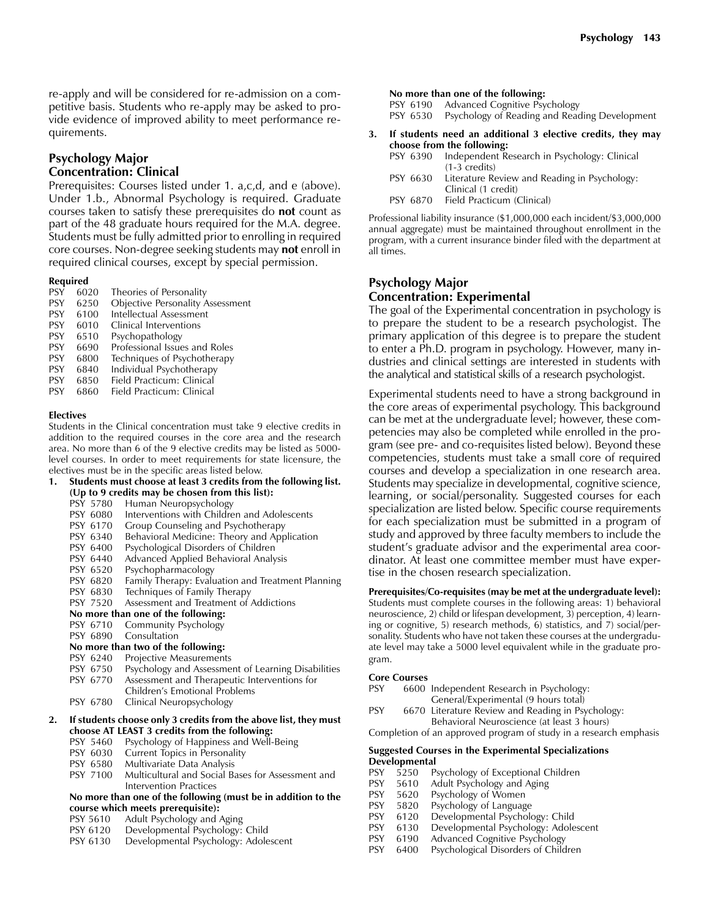re-apply and will be considered for re-admission on a competitive basis. Students who re-apply may be asked to provide evidence of improved ability to meet performance requirements.

## Psychology Major
## Concentration: Clinical

Prerequisites: Courses listed under 1. a,c,d, and e (above). Under 1.b., Abnormal Psychology is required. Graduate courses taken to satisfy these prerequisites do **not** count as part of the 48 graduate hours required for the M.A. degree. Students must be fully admitted prior to enrolling in required core courses. Non-degree seeking students may **not** enroll in required clinical courses, except by special permission.

**Required**

PSY 6020 Theories of Personality
PSY 6250 Objective Personality Assessment
PSY 6100 Intellectual Assessment
PSY 6010 Clinical Interventions
PSY 6510 Psychopathology
PSY 6690 Professional Issues and Roles
PSY 6800 Techniques of Psychotherapy
PSY 6840 Individual Psychotherapy
PSY 6850 Field Practicum: Clinical
PSY 6860 Field Practicum: Clinical

**Electives**

Students in the Clinical concentration must take 9 elective credits in addition to the required courses in the core area and the research area. No more than 6 of the 9 elective credits may be listed as 5000-level courses. In order to meet requirements for state licensure, the electives must be in the specific areas listed below.

1. **Students must choose at least 3 credits from the following list. (Up to 9 credits may be chosen from this list):**

   PSY 5780 Human Neuropsychology
   PSY 6080 Interventions with Children and Adolescents
   PSY 6170 Group Counseling and Psychotherapy
   PSY 6340 Behavioral Medicine: Theory and Application
   PSY 6400 Psychological Disorders of Children
   PSY 6440 Advanced Applied Behavioral Analysis
   PSY 6520 Psychopharmacology
   PSY 6820 Family Therapy: Evaluation and Treatment Planning
   PSY 6830 Techniques of Family Therapy
   PSY 7520 Assessment and Treatment of Addictions

   **No more than one of the following:**

   PSY 6710 Community Psychology
   PSY 6890 Consultation

   **No more than two of the following:**

   PSY 6240 Projective Measurements
   PSY 6750 Psychology and Assessment of Learning Disabilities
   PSY 6770 Assessment and Therapeutic Interventions for Children's Emotional Problems
   PSY 6780 Clinical Neuropsychology

2. **If students choose only 3 credits from the above list, they must choose AT LEAST 3 credits from the following:**

   PSY 5460 Psychology of Happiness and Well-Being
   PSY 6030 Current Topics in Personality
   PSY 6580 Multivariate Data Analysis
   PSY 7100 Multicultural and Social Bases for Assessment and Intervention Practices

   **No more than one of the following (must be in addition to the course which meets prerequisite):**

   PSY 5610 Adult Psychology and Aging
   PSY 6120 Developmental Psychology: Child
   PSY 6130 Developmental Psychology: Adolescent

   **No more than one of the following:**

   PSY 6190 Advanced Cognitive Psychology
   PSY 6530 Psychology of Reading and Reading Development

3. **If students need an additional 3 elective credits, they may choose from the following:**

   PSY 6390 Independent Research in Psychology: Clinical (1-3 credits)
   PSY 6630 Literature Review and Reading in Psychology: Clinical (1 credit)
   PSY 6870 Field Practicum (Clinical)

Professional liability insurance ($1,000,000 each incident/$3,000,000 annual aggregate) must be maintained throughout enrollment in the program, with a current insurance binder filed with the department at all times.

## Psychology Major
## Concentration: Experimental

The goal of the Experimental concentration in psychology is to prepare the student to be a research psychologist. The primary application of this degree is to prepare the student to enter a Ph.D. program in psychology. However, many industries and clinical settings are interested in students with the analytical and statistical skills of a research psychologist.

Experimental students need to have a strong background in the core areas of experimental psychology. This background can be met at the undergraduate level; however, these competencies may also be completed while enrolled in the program (see pre- and co-requisites listed below). Beyond these competencies, students must take a small core of required courses and develop a specialization in one research area. Students may specialize in developmental, cognitive science, learning, or social/personality. Suggested courses for each specialization are listed below. Specific course requirements for each specialization must be submitted in a program of study and approved by three faculty members to include the student's graduate advisor and the experimental area coordinator. At least one committee member must have expertise in the chosen research specialization.

**Prerequisites/Co-requisites (may be met at the undergraduate level):** Students must complete courses in the following areas: 1) behavioral neuroscience, 2) child or lifespan development, 3) perception, 4) learning or cognitive, 5) research methods, 6) statistics, and 7) social/personality. Students who have not taken these courses at the undergraduate level may take a 5000 level equivalent while in the graduate program.

**Core Courses**

PSY 6600 Independent Research in Psychology: General/Experimental (9 hours total)
PSY 6670 Literature Review and Reading in Psychology: Behavioral Neuroscience (at least 3 hours)

Completion of an approved program of study in a research emphasis

**Suggested Courses in the Experimental Specializations**

**Developmental**

PSY 5250 Psychology of Exceptional Children
PSY 5610 Adult Psychology and Aging
PSY 5620 Psychology of Women
PSY 5820 Psychology of Language
PSY 6120 Developmental Psychology: Child
PSY 6130 Developmental Psychology: Adolescent
PSY 6190 Advanced Cognitive Psychology
PSY 6400 Psychological Disorders of Children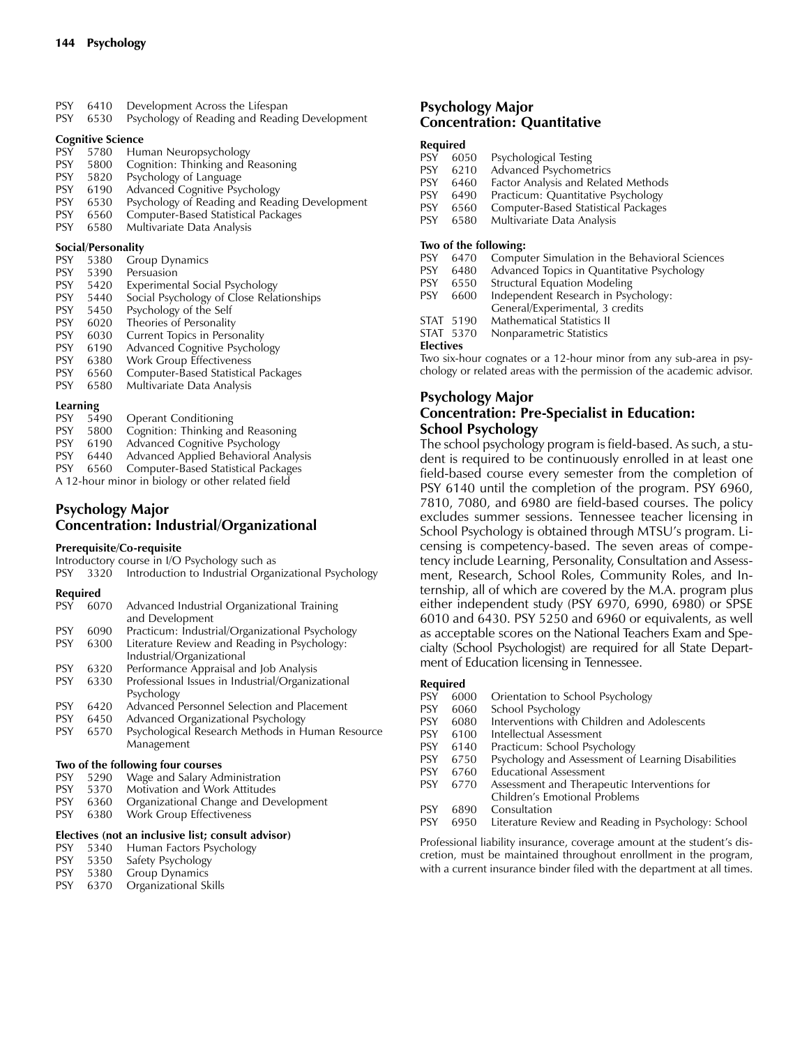PSY 6410 Development Across the Lifespan
PSY 6530 Psychology of Reading and Reading Development

**Cognitive Science**

PSY 5780 Human Neuropsychology
PSY 5800 Cognition: Thinking and Reasoning
PSY 5820 Psychology of Language
PSY 6190 Advanced Cognitive Psychology
PSY 6530 Psychology of Reading and Reading Development
PSY 6560 Computer-Based Statistical Packages
PSY 6580 Multivariate Data Analysis

**Social/Personality**

PSY 5380 Group Dynamics
PSY 5390 Persuasion
PSY 5420 Experimental Social Psychology
PSY 5440 Social Psychology of Close Relationships
PSY 5450 Psychology of the Self
PSY 6020 Theories of Personality
PSY 6030 Current Topics in Personality
PSY 6190 Advanced Cognitive Psychology
PSY 6380 Work Group Effectiveness
PSY 6560 Computer-Based Statistical Packages
PSY 6580 Multivariate Data Analysis

**Learning**

PSY 5490 Operant Conditioning
PSY 5800 Cognition: Thinking and Reasoning
PSY 6190 Advanced Cognitive Psychology
PSY 6440 Advanced Applied Behavioral Analysis
PSY 6560 Computer-Based Statistical Packages
A 12-hour minor in biology or other related field

## Psychology Major
## Concentration: Industrial/Organizational

**Prerequisite/Co-requisite**

Introductory course in I/O Psychology such as
PSY 3320 Introduction to Industrial Organizational Psychology

**Required**

PSY 6070 Advanced Industrial Organizational Training and Development
PSY 6090 Practicum: Industrial/Organizational Psychology
PSY 6300 Literature Review and Reading in Psychology: Industrial/Organizational
PSY 6320 Performance Appraisal and Job Analysis
PSY 6330 Professional Issues in Industrial/Organizational Psychology
PSY 6420 Advanced Personnel Selection and Placement
PSY 6450 Advanced Organizational Psychology
PSY 6570 Psychological Research Methods in Human Resource Management

**Two of the following four courses**

PSY 5290 Wage and Salary Administration
PSY 5370 Motivation and Work Attitudes
PSY 6360 Organizational Change and Development
PSY 6380 Work Group Effectiveness

**Electives (not an inclusive list; consult advisor)**

PSY 5340 Human Factors Psychology
PSY 5350 Safety Psychology
PSY 5380 Group Dynamics
PSY 6370 Organizational Skills

## Psychology Major
## Concentration: Quantitative

**Required**

PSY 6050 Psychological Testing
PSY 6210 Advanced Psychometrics
PSY 6460 Factor Analysis and Related Methods
PSY 6490 Practicum: Quantitative Psychology
PSY 6560 Computer-Based Statistical Packages
PSY 6580 Multivariate Data Analysis

**Two of the following:**

PSY 6470 Computer Simulation in the Behavioral Sciences
PSY 6480 Advanced Topics in Quantitative Psychology
PSY 6550 Structural Equation Modeling
PSY 6600 Independent Research in Psychology: General/Experimental, 3 credits
STAT 5190 Mathematical Statistics II
STAT 5370 Nonparametric Statistics

**Electives**

Two six-hour cognates or a 12-hour minor from any sub-area in psychology or related areas with the permission of the academic advisor.

## Psychology Major
## Concentration: Pre-Specialist in Education: School Psychology

The school psychology program is field-based. As such, a student is required to be continuously enrolled in at least one field-based course every semester from the completion of PSY 6140 until the completion of the program. PSY 6960, 7810, 7080, and 6980 are field-based courses. The policy excludes summer sessions. Tennessee teacher licensing in School Psychology is obtained through MTSU's program. Licensing is competency-based. The seven areas of competency include Learning, Personality, Consultation and Assessment, Research, School Roles, Community Roles, and Internship, all of which are covered by the M.A. program plus either independent study (PSY 6970, 6990, 6980) or SPSE 6010 and 6430. PSY 5250 and 6960 or equivalents, as well as acceptable scores on the National Teachers Exam and Specialty (School Psychologist) are required for all State Department of Education licensing in Tennessee.

**Required**

PSY 6000 Orientation to School Psychology
PSY 6060 School Psychology
PSY 6080 Interventions with Children and Adolescents
PSY 6100 Intellectual Assessment
PSY 6140 Practicum: School Psychology
PSY 6750 Psychology and Assessment of Learning Disabilities
PSY 6760 Educational Assessment
PSY 6770 Assessment and Therapeutic Interventions for Children's Emotional Problems
PSY 6890 Consultation
PSY 6950 Literature Review and Reading in Psychology: School

Professional liability insurance, coverage amount at the student's discretion, must be maintained throughout enrollment in the program, with a current insurance binder filed with the department at all times.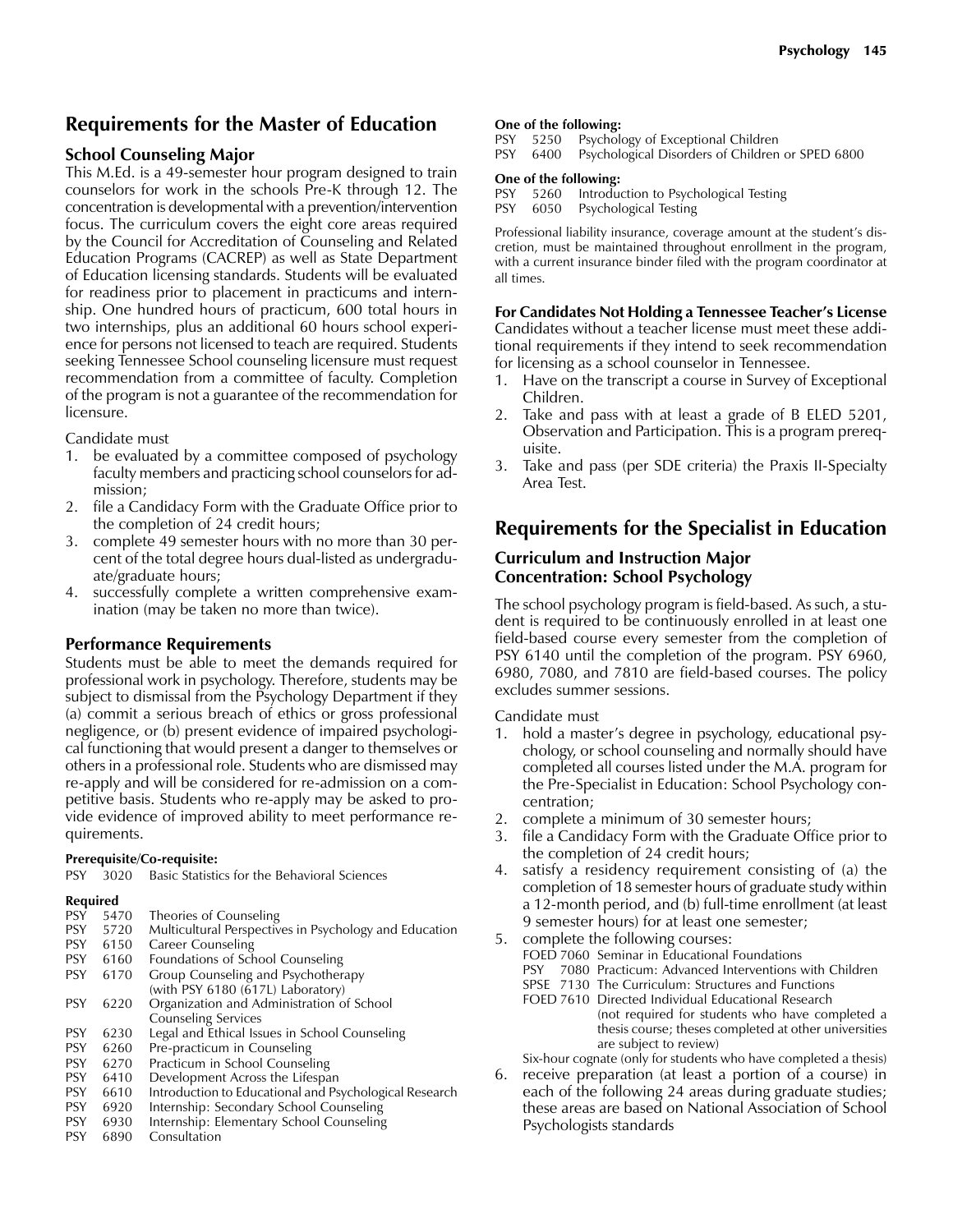## Requirements for the Master of Education

### School Counseling Major

This M.Ed. is a 49-semester hour program designed to train counselors for work in the schools Pre-K through 12. The concentration is developmental with a prevention/intervention focus. The curriculum covers the eight core areas required by the Council for Accreditation of Counseling and Related Education Programs (CACREP) as well as State Department of Education licensing standards. Students will be evaluated for readiness prior to placement in practicums and internship. One hundred hours of practicum, 600 total hours in two internships, plus an additional 60 hours school experience for persons not licensed to teach are required. Students seeking Tennessee School counseling licensure must request recommendation from a committee of faculty. Completion of the program is not a guarantee of the recommendation for licensure.

Candidate must

1. be evaluated by a committee composed of psychology faculty members and practicing school counselors for admission;
2. file a Candidacy Form with the Graduate Office prior to the completion of 24 credit hours;
3. complete 49 semester hours with no more than 30 percent of the total degree hours dual-listed as undergraduate/graduate hours;
4. successfully complete a written comprehensive examination (may be taken no more than twice).

### Performance Requirements

Students must be able to meet the demands required for professional work in psychology. Therefore, students may be subject to dismissal from the Psychology Department if they (a) commit a serious breach of ethics or gross professional negligence, or (b) present evidence of impaired psychological functioning that would present a danger to themselves or others in a professional role. Students who are dismissed may re-apply and will be considered for re-admission on a competitive basis. Students who re-apply may be asked to provide evidence of improved ability to meet performance requirements.

**Prerequisite/Co-requisite:**

PSY 3020 Basic Statistics for the Behavioral Sciences

**Required**

PSY 5470 Theories of Counseling
PSY 5720 Multicultural Perspectives in Psychology and Education
PSY 6150 Career Counseling
PSY 6160 Foundations of School Counseling
PSY 6170 Group Counseling and Psychotherapy (with PSY 6180 (617L) Laboratory)
PSY 6220 Organization and Administration of School Counseling Services
PSY 6230 Legal and Ethical Issues in School Counseling
PSY 6260 Pre-practicum in Counseling
PSY 6270 Practicum in School Counseling
PSY 6410 Development Across the Lifespan
PSY 6610 Introduction to Educational and Psychological Research
PSY 6920 Internship: Secondary School Counseling
PSY 6930 Internship: Elementary School Counseling
PSY 6890 Consultation

**One of the following:**

PSY 5250 Psychology of Exceptional Children
PSY 6400 Psychological Disorders of Children or SPED 6800

**One of the following:**

PSY 5260 Introduction to Psychological Testing
PSY 6050 Psychological Testing

Professional liability insurance, coverage amount at the student's discretion, must be maintained throughout enrollment in the program, with a current insurance binder filed with the program coordinator at all times.

**For Candidates Not Holding a Tennessee Teacher's License**

Candidates without a teacher license must meet these additional requirements if they intend to seek recommendation for licensing as a school counselor in Tennessee.

1. Have on the transcript a course in Survey of Exceptional Children.
2. Take and pass with at least a grade of B ELED 5201, Observation and Participation. This is a program prerequisite.
3. Take and pass (per SDE criteria) the Praxis II-Specialty Area Test.

## Requirements for the Specialist in Education

### Curriculum and Instruction Major
### Concentration: School Psychology

The school psychology program is field-based. As such, a student is required to be continuously enrolled in at least one field-based course every semester from the completion of PSY 6140 until the completion of the program. PSY 6960, 6980, 7080, and 7810 are field-based courses. The policy excludes summer sessions.

Candidate must

1. hold a master's degree in psychology, educational psychology, or school counseling and normally should have completed all courses listed under the M.A. program for the Pre-Specialist in Education: School Psychology concentration;
2. complete a minimum of 30 semester hours;
3. file a Candidacy Form with the Graduate Office prior to the completion of 24 credit hours;
4. satisfy a residency requirement consisting of (a) the completion of 18 semester hours of graduate study within a 12-month period, and (b) full-time enrollment (at least 9 semester hours) for at least one semester;
5. complete the following courses:
   FOED 7060 Seminar in Educational Foundations
   PSY 7080 Practicum: Advanced Interventions with Children
   SPSE 7130 The Curriculum: Structures and Functions
   FOED 7610 Directed Individual Educational Research (not required for students who have completed a thesis course; theses completed at other universities are subject to review)
   Six-hour cognate (only for students who have completed a thesis)
6. receive preparation (at least a portion of a course) in each of the following 24 areas during graduate studies; these areas are based on National Association of School Psychologists standards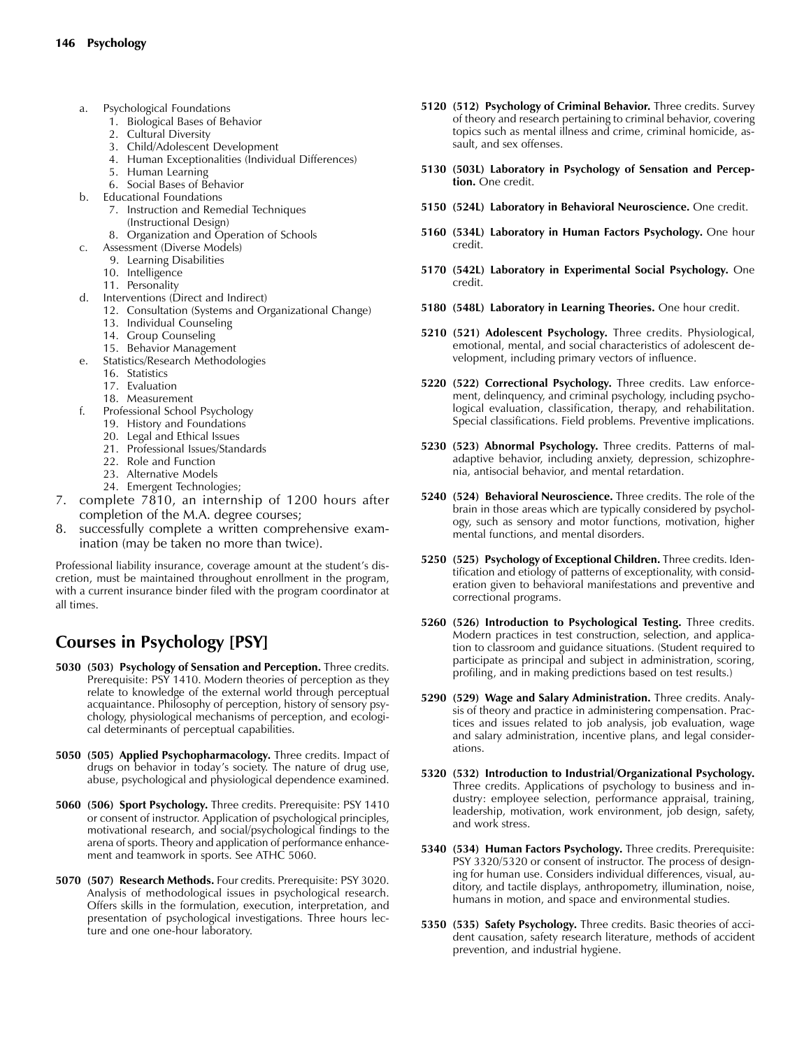a. Psychological Foundations
   1. Biological Bases of Behavior
   2. Cultural Diversity
   3. Child/Adolescent Development
   4. Human Exceptionalities (Individual Differences)
   5. Human Learning
   6. Social Bases of Behavior
b. Educational Foundations
   7. Instruction and Remedial Techniques (Instructional Design)
   8. Organization and Operation of Schools
c. Assessment (Diverse Models)
   9. Learning Disabilities
   10. Intelligence
   11. Personality
d. Interventions (Direct and Indirect)
   12. Consultation (Systems and Organizational Change)
   13. Individual Counseling
   14. Group Counseling
   15. Behavior Management
e. Statistics/Research Methodologies
   16. Statistics
   17. Evaluation
   18. Measurement
f. Professional School Psychology
   19. History and Foundations
   20. Legal and Ethical Issues
   21. Professional Issues/Standards
   22. Role and Function
   23. Alternative Models
   24. Emergent Technologies;

7. complete 7810, an internship of 1200 hours after completion of the M.A. degree courses;
8. successfully complete a written comprehensive examination (may be taken no more than twice).

Professional liability insurance, coverage amount at the student's discretion, must be maintained throughout enrollment in the program, with a current insurance binder filed with the program coordinator at all times.

## Courses in Psychology [PSY]

**5030 (503) Psychology of Sensation and Perception.** Three credits. Prerequisite: PSY 1410. Modern theories of perception as they relate to knowledge of the external world through perceptual acquaintance. Philosophy of perception, history of sensory psychology, physiological mechanisms of perception, and ecological determinants of perceptual capabilities.

**5050 (505) Applied Psychopharmacology.** Three credits. Impact of drugs on behavior in today's society. The nature of drug use, abuse, psychological and physiological dependence examined.

**5060 (506) Sport Psychology.** Three credits. Prerequisite: PSY 1410 or consent of instructor. Application of psychological principles, motivational research, and social/psychological findings to the arena of sports. Theory and application of performance enhancement and teamwork in sports. See ATHC 5060.

**5070 (507) Research Methods.** Four credits. Prerequisite: PSY 3020. Analysis of methodological issues in psychological research. Offers skills in the formulation, execution, interpretation, and presentation of psychological investigations. Three hours lecture and one one-hour laboratory.

**5120 (512) Psychology of Criminal Behavior.** Three credits. Survey of theory and research pertaining to criminal behavior, covering topics such as mental illness and crime, criminal homicide, assault, and sex offenses.

**5130 (503L) Laboratory in Psychology of Sensation and Perception.** One credit.

**5150 (524L) Laboratory in Behavioral Neuroscience.** One credit.

**5160 (534L) Laboratory in Human Factors Psychology.** One hour credit.

**5170 (542L) Laboratory in Experimental Social Psychology.** One credit.

**5180 (548L) Laboratory in Learning Theories.** One hour credit.

**5210 (521) Adolescent Psychology.** Three credits. Physiological, emotional, mental, and social characteristics of adolescent development, including primary vectors of influence.

**5220 (522) Correctional Psychology.** Three credits. Law enforcement, delinquency, and criminal psychology, including psychological evaluation, classification, therapy, and rehabilitation. Special classifications. Field problems. Preventive implications.

**5230 (523) Abnormal Psychology.** Three credits. Patterns of maladaptive behavior, including anxiety, depression, schizophrenia, antisocial behavior, and mental retardation.

**5240 (524) Behavioral Neuroscience.** Three credits. The role of the brain in those areas which are typically considered by psychology, such as sensory and motor functions, motivation, higher mental functions, and mental disorders.

**5250 (525) Psychology of Exceptional Children.** Three credits. Identification and etiology of patterns of exceptionality, with consideration given to behavioral manifestations and preventive and correctional programs.

**5260 (526) Introduction to Psychological Testing.** Three credits. Modern practices in test construction, selection, and application to classroom and guidance situations. (Student required to participate as principal and subject in administration, scoring, profiling, and in making predictions based on test results.)

**5290 (529) Wage and Salary Administration.** Three credits. Analysis of theory and practice in administering compensation. Practices and issues related to job analysis, job evaluation, wage and salary administration, incentive plans, and legal considerations.

**5320 (532) Introduction to Industrial/Organizational Psychology.** Three credits. Applications of psychology to business and industry: employee selection, performance appraisal, training, leadership, motivation, work environment, job design, safety, and work stress.

**5340 (534) Human Factors Psychology.** Three credits. Prerequisite: PSY 3320/5320 or consent of instructor. The process of designing for human use. Considers individual differences, visual, auditory, and tactile displays, anthropometry, illumination, noise, humans in motion, and space and environmental studies.

**5350 (535) Safety Psychology.** Three credits. Basic theories of accident causation, safety research literature, methods of accident prevention, and industrial hygiene.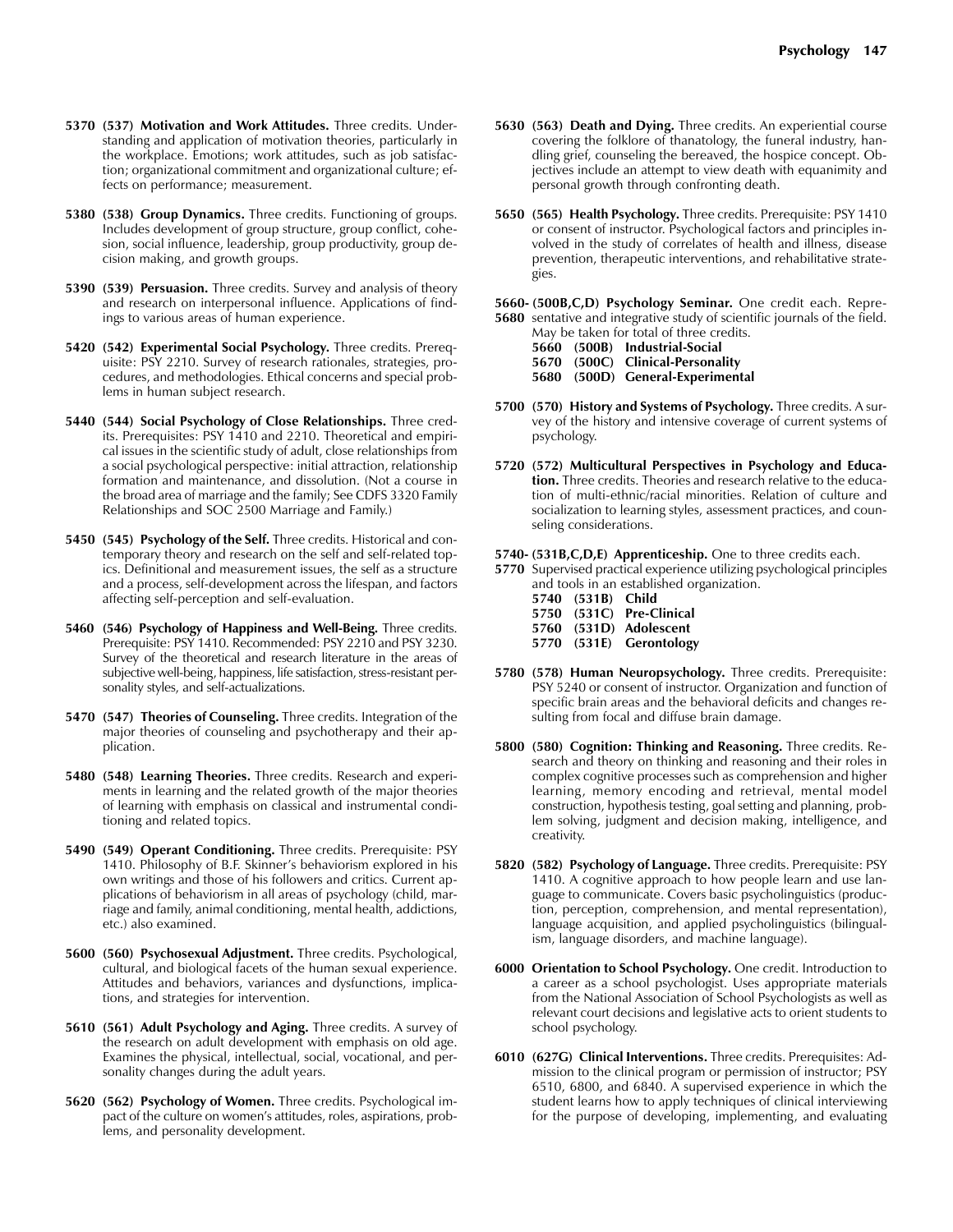**5370 (537) Motivation and Work Attitudes.** Three credits. Understanding and application of motivation theories, particularly in the workplace. Emotions; work attitudes, such as job satisfaction; organizational commitment and organizational culture; effects on performance; measurement.

**5380 (538) Group Dynamics.** Three credits. Functioning of groups. Includes development of group structure, group conflict, cohesion, social influence, leadership, group productivity, group decision making, and growth groups.

**5390 (539) Persuasion.** Three credits. Survey and analysis of theory and research on interpersonal influence. Applications of findings to various areas of human experience.

**5420 (542) Experimental Social Psychology.** Three credits. Prerequisite: PSY 2210. Survey of research rationales, strategies, procedures, and methodologies. Ethical concerns and special problems in human subject research.

**5440 (544) Social Psychology of Close Relationships.** Three credits. Prerequisites: PSY 1410 and 2210. Theoretical and empirical issues in the scientific study of adult, close relationships from a social psychological perspective: initial attraction, relationship formation and maintenance, and dissolution. (Not a course in the broad area of marriage and the family; See CDFS 3320 Family Relationships and SOC 2500 Marriage and Family.)

**5450 (545) Psychology of the Self.** Three credits. Historical and contemporary theory and research on the self and self-related topics. Definitional and measurement issues, the self as a structure and a process, self-development across the lifespan, and factors affecting self-perception and self-evaluation.

**5460 (546) Psychology of Happiness and Well-Being.** Three credits. Prerequisite: PSY 1410. Recommended: PSY 2210 and PSY 3230. Survey of the theoretical and research literature in the areas of subjective well-being, happiness, life satisfaction, stress-resistant personality styles, and self-actualizations.

**5470 (547) Theories of Counseling.** Three credits. Integration of the major theories of counseling and psychotherapy and their application.

**5480 (548) Learning Theories.** Three credits. Research and experiments in learning and the related growth of the major theories of learning with emphasis on classical and instrumental conditioning and related topics.

**5490 (549) Operant Conditioning.** Three credits. Prerequisite: PSY 1410. Philosophy of B.F. Skinner's behaviorism explored in his own writings and those of his followers and critics. Current applications of behaviorism in all areas of psychology (child, marriage and family, animal conditioning, mental health, addictions, etc.) also examined.

**5600 (560) Psychosexual Adjustment.** Three credits. Psychological, cultural, and biological facets of the human sexual experience. Attitudes and behaviors, variances and dysfunctions, implications, and strategies for intervention.

**5610 (561) Adult Psychology and Aging.** Three credits. A survey of the research on adult development with emphasis on old age. Examines the physical, intellectual, social, vocational, and personality changes during the adult years.

**5620 (562) Psychology of Women.** Three credits. Psychological impact of the culture on women's attitudes, roles, aspirations, problems, and personality development.

**5630 (563) Death and Dying.** Three credits. An experiential course covering the folklore of thanatology, the funeral industry, handling grief, counseling the bereaved, the hospice concept. Objectives include an attempt to view death with equanimity and personal growth through confronting death.

**5650 (565) Health Psychology.** Three credits. Prerequisite: PSY 1410 or consent of instructor. Psychological factors and principles involved in the study of correlates of health and illness, disease prevention, therapeutic interventions, and rehabilitative strategies.

**5660-5680 (500B,C,D) Psychology Seminar.** One credit each. Representative and integrative study of scientific journals of the field. May be taken for total of three credits.

- **5660 (500B) Industrial-Social**
- **5670 (500C) Clinical-Personality**
- **5680 (500D) General-Experimental**

**5700 (570) History and Systems of Psychology.** Three credits. A survey of the history and intensive coverage of current systems of psychology.

**5720 (572) Multicultural Perspectives in Psychology and Education.** Three credits. Theories and research relative to the education of multi-ethnic/racial minorities. Relation of culture and socialization to learning styles, assessment practices, and counseling considerations.

**5740-5770 (531B,C,D,E) Apprenticeship.** One to three credits each. Supervised practical experience utilizing psychological principles and tools in an established organization.

- **5740 (531B) Child**
- **5750 (531C) Pre-Clinical**
- **5760 (531D) Adolescent**
- **5770 (531E) Gerontology**

**5780 (578) Human Neuropsychology.** Three credits. Prerequisite: PSY 5240 or consent of instructor. Organization and function of specific brain areas and the behavioral deficits and changes resulting from focal and diffuse brain damage.

**5800 (580) Cognition: Thinking and Reasoning.** Three credits. Research and theory on thinking and reasoning and their roles in complex cognitive processes such as comprehension and higher learning, memory encoding and retrieval, mental model construction, hypothesis testing, goal setting and planning, problem solving, judgment and decision making, intelligence, and creativity.

**5820 (582) Psychology of Language.** Three credits. Prerequisite: PSY 1410. A cognitive approach to how people learn and use language to communicate. Covers basic psycholinguistics (production, perception, comprehension, and mental representation), language acquisition, and applied psycholinguistics (bilingualism, language disorders, and machine language).

**6000 Orientation to School Psychology.** One credit. Introduction to a career as a school psychologist. Uses appropriate materials from the National Association of School Psychologists as well as relevant court decisions and legislative acts to orient students to school psychology.

**6010 (627G) Clinical Interventions.** Three credits. Prerequisites: Admission to the clinical program or permission of instructor; PSY 6510, 6800, and 6840. A supervised experience in which the student learns how to apply techniques of clinical interviewing for the purpose of developing, implementing, and evaluating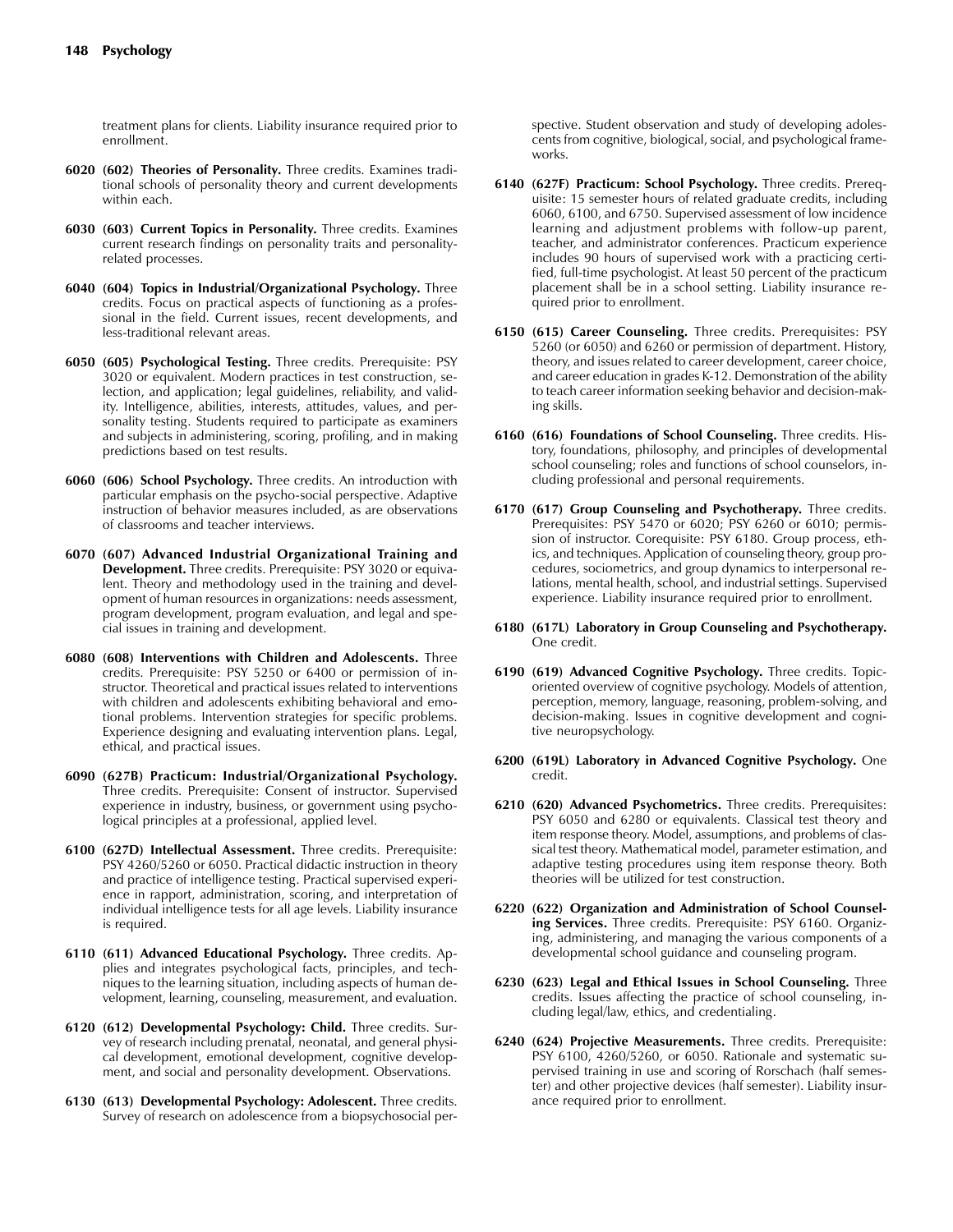treatment plans for clients. Liability insurance required prior to enrollment.

**6020 (602) Theories of Personality.** Three credits. Examines traditional schools of personality theory and current developments within each.

**6030 (603) Current Topics in Personality.** Three credits. Examines current research findings on personality traits and personality-related processes.

**6040 (604) Topics in Industrial/Organizational Psychology.** Three credits. Focus on practical aspects of functioning as a professional in the field. Current issues, recent developments, and less-traditional relevant areas.

**6050 (605) Psychological Testing.** Three credits. Prerequisite: PSY 3020 or equivalent. Modern practices in test construction, selection, and application; legal guidelines, reliability, and validity. Intelligence, abilities, interests, attitudes, values, and personality testing. Students required to participate as examiners and subjects in administering, scoring, profiling, and in making predictions based on test results.

**6060 (606) School Psychology.** Three credits. An introduction with particular emphasis on the psycho-social perspective. Adaptive instruction of behavior measures included, as are observations of classrooms and teacher interviews.

**6070 (607) Advanced Industrial Organizational Training and Development.** Three credits. Prerequisite: PSY 3020 or equivalent. Theory and methodology used in the training and development of human resources in organizations: needs assessment, program development, program evaluation, and legal and special issues in training and development.

**6080 (608) Interventions with Children and Adolescents.** Three credits. Prerequisite: PSY 5250 or 6400 or permission of instructor. Theoretical and practical issues related to interventions with children and adolescents exhibiting behavioral and emotional problems. Intervention strategies for specific problems. Experience designing and evaluating intervention plans. Legal, ethical, and practical issues.

**6090 (627B) Practicum: Industrial/Organizational Psychology.** Three credits. Prerequisite: Consent of instructor. Supervised experience in industry, business, or government using psychological principles at a professional, applied level.

**6100 (627D) Intellectual Assessment.** Three credits. Prerequisite: PSY 4260/5260 or 6050. Practical didactic instruction in theory and practice of intelligence testing. Practical supervised experience in rapport, administration, scoring, and interpretation of individual intelligence tests for all age levels. Liability insurance is required.

**6110 (611) Advanced Educational Psychology.** Three credits. Applies and integrates psychological facts, principles, and techniques to the learning situation, including aspects of human development, learning, counseling, measurement, and evaluation.

**6120 (612) Developmental Psychology: Child.** Three credits. Survey of research including prenatal, neonatal, and general physical development, emotional development, cognitive development, and social and personality development. Observations.

**6130 (613) Developmental Psychology: Adolescent.** Three credits. Survey of research on adolescence from a biopsychosocial perspective. Student observation and study of developing adolescents from cognitive, biological, social, and psychological frameworks.

**6140 (627F) Practicum: School Psychology.** Three credits. Prerequisite: 15 semester hours of related graduate credits, including 6060, 6100, and 6750. Supervised assessment of low incidence learning and adjustment problems with follow-up parent, teacher, and administrator conferences. Practicum experience includes 90 hours of supervised work with a practicing certified, full-time psychologist. At least 50 percent of the practicum placement shall be in a school setting. Liability insurance required prior to enrollment.

**6150 (615) Career Counseling.** Three credits. Prerequisites: PSY 5260 (or 6050) and 6260 or permission of department. History, theory, and issues related to career development, career choice, and career education in grades K-12. Demonstration of the ability to teach career information seeking behavior and decision-making skills.

**6160 (616) Foundations of School Counseling.** Three credits. History, foundations, philosophy, and principles of developmental school counseling; roles and functions of school counselors, including professional and personal requirements.

**6170 (617) Group Counseling and Psychotherapy.** Three credits. Prerequisites: PSY 5470 or 6020; PSY 6260 or 6010; permission of instructor. Corequisite: PSY 6180. Group process, ethics, and techniques. Application of counseling theory, group procedures, sociometrics, and group dynamics to interpersonal relations, mental health, school, and industrial settings. Supervised experience. Liability insurance required prior to enrollment.

**6180 (617L) Laboratory in Group Counseling and Psychotherapy.** One credit.

**6190 (619) Advanced Cognitive Psychology.** Three credits. Topic-oriented overview of cognitive psychology. Models of attention, perception, memory, language, reasoning, problem-solving, and decision-making. Issues in cognitive development and cognitive neuropsychology.

**6200 (619L) Laboratory in Advanced Cognitive Psychology.** One credit.

**6210 (620) Advanced Psychometrics.** Three credits. Prerequisites: PSY 6050 and 6280 or equivalents. Classical test theory and item response theory. Model, assumptions, and problems of classical test theory. Mathematical model, parameter estimation, and adaptive testing procedures using item response theory. Both theories will be utilized for test construction.

**6220 (622) Organization and Administration of School Counseling Services.** Three credits. Prerequisite: PSY 6160. Organizing, administering, and managing the various components of a developmental school guidance and counseling program.

**6230 (623) Legal and Ethical Issues in School Counseling.** Three credits. Issues affecting the practice of school counseling, including legal/law, ethics, and credentialing.

**6240 (624) Projective Measurements.** Three credits. Prerequisite: PSY 6100, 4260/5260, or 6050. Rationale and systematic supervised training in use and scoring of Rorschach (half semester) and other projective devices (half semester). Liability insurance required prior to enrollment.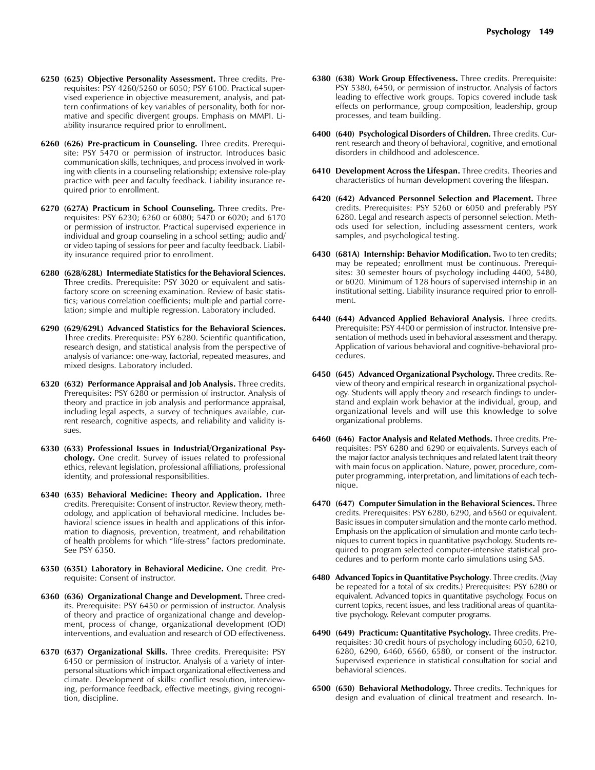**6250 (625) Objective Personality Assessment.** Three credits. Prerequisites: PSY 4260/5260 or 6050; PSY 6100. Practical supervised experience in objective measurement, analysis, and pattern confirmations of key variables of personality, both for normative and specific divergent groups. Emphasis on MMPI. Liability insurance required prior to enrollment.

**6260 (626) Pre-practicum in Counseling.** Three credits. Prerequisite: PSY 5470 or permission of instructor. Introduces basic communication skills, techniques, and process involved in working with clients in a counseling relationship; extensive role-play practice with peer and faculty feedback. Liability insurance required prior to enrollment.

**6270 (627A) Practicum in School Counseling.** Three credits. Prerequisites: PSY 6230; 6260 or 6080; 5470 or 6020; and 6170 or permission of instructor. Practical supervised experience in individual and group counseling in a school setting; audio and/or video taping of sessions for peer and faculty feedback. Liability insurance required prior to enrollment.

**6280 (628/628L) Intermediate Statistics for the Behavioral Sciences.** Three credits. Prerequisite: PSY 3020 or equivalent and satisfactory score on screening examination. Review of basic statistics; various correlation coefficients; multiple and partial correlation; simple and multiple regression. Laboratory included.

**6290 (629/629L) Advanced Statistics for the Behavioral Sciences.** Three credits. Prerequisite: PSY 6280. Scientific quantification, research design, and statistical analysis from the perspective of analysis of variance: one-way, factorial, repeated measures, and mixed designs. Laboratory included.

**6320 (632) Performance Appraisal and Job Analysis.** Three credits. Prerequisites: PSY 6280 or permission of instructor. Analysis of theory and practice in job analysis and performance appraisal, including legal aspects, a survey of techniques available, current research, cognitive aspects, and reliability and validity issues.

**6330 (633) Professional Issues in Industrial/Organizational Psychology.** One credit. Survey of issues related to professional ethics, relevant legislation, professional affiliations, professional identity, and professional responsibilities.

**6340 (635) Behavioral Medicine: Theory and Application.** Three credits. Prerequisite: Consent of instructor. Review theory, methodology, and application of behavioral medicine. Includes behavioral science issues in health and applications of this information to diagnosis, prevention, treatment, and rehabilitation of health problems for which "life-stress" factors predominate. See PSY 6350.

**6350 (635L) Laboratory in Behavioral Medicine.** One credit. Prerequisite: Consent of instructor.

**6360 (636) Organizational Change and Development.** Three credits. Prerequisite: PSY 6450 or permission of instructor. Analysis of theory and practice of organizational change and development, process of change, organizational development (OD) interventions, and evaluation and research of OD effectiveness.

**6370 (637) Organizational Skills.** Three credits. Prerequisite: PSY 6450 or permission of instructor. Analysis of a variety of interpersonal situations which impact organizational effectiveness and climate. Development of skills: conflict resolution, interviewing, performance feedback, effective meetings, giving recognition, discipline.

**6380 (638) Work Group Effectiveness.** Three credits. Prerequisite: PSY 5380, 6450, or permission of instructor. Analysis of factors leading to effective work groups. Topics covered include task effects on performance, group composition, leadership, group processes, and team building.

**6400 (640) Psychological Disorders of Children.** Three credits. Current research and theory of behavioral, cognitive, and emotional disorders in childhood and adolescence.

**6410 Development Across the Lifespan.** Three credits. Theories and characteristics of human development covering the lifespan.

**6420 (642) Advanced Personnel Selection and Placement.** Three credits. Prerequisites: PSY 5260 or 6050 and preferably PSY 6280. Legal and research aspects of personnel selection. Methods used for selection, including assessment centers, work samples, and psychological testing.

**6430 (681A) Internship: Behavior Modification.** Two to ten credits; may be repeated; enrollment must be continuous. Prerequisites: 30 semester hours of psychology including 4400, 5480, or 6020. Minimum of 128 hours of supervised internship in an institutional setting. Liability insurance required prior to enrollment.

**6440 (644) Advanced Applied Behavioral Analysis.** Three credits. Prerequisite: PSY 4400 or permission of instructor. Intensive presentation of methods used in behavioral assessment and therapy. Application of various behavioral and cognitive-behavioral procedures.

**6450 (645) Advanced Organizational Psychology.** Three credits. Review of theory and empirical research in organizational psychology. Students will apply theory and research findings to understand and explain work behavior at the individual, group, and organizational levels and will use this knowledge to solve organizational problems.

**6460 (646) Factor Analysis and Related Methods.** Three credits. Prerequisites: PSY 6280 and 6290 or equivalents. Surveys each of the major factor analysis techniques and related latent trait theory with main focus on application. Nature, power, procedure, computer programming, interpretation, and limitations of each technique.

**6470 (647) Computer Simulation in the Behavioral Sciences.** Three credits. Prerequisites: PSY 6280, 6290, and 6560 or equivalent. Basic issues in computer simulation and the monte carlo method. Emphasis on the application of simulation and monte carlo techniques to current topics in quantitative psychology. Students required to program selected computer-intensive statistical procedures and to perform monte carlo simulations using SAS.

**6480 Advanced Topics in Quantitative Psychology**. Three credits. (May be repeated for a total of six credits.) Prerequisites: PSY 6280 or equivalent. Advanced topics in quantitative psychology. Focus on current topics, recent issues, and less traditional areas of quantitative psychology. Relevant computer programs.

**6490 (649) Practicum: Quantitative Psychology.** Three credits. Prerequisites: 30 credit hours of psychology including 6050, 6210, 6280, 6290, 6460, 6560, 6580, or consent of the instructor. Supervised experience in statistical consultation for social and behavioral sciences.

**6500 (650) Behavioral Methodology.** Three credits. Techniques for design and evaluation of clinical treatment and research. In-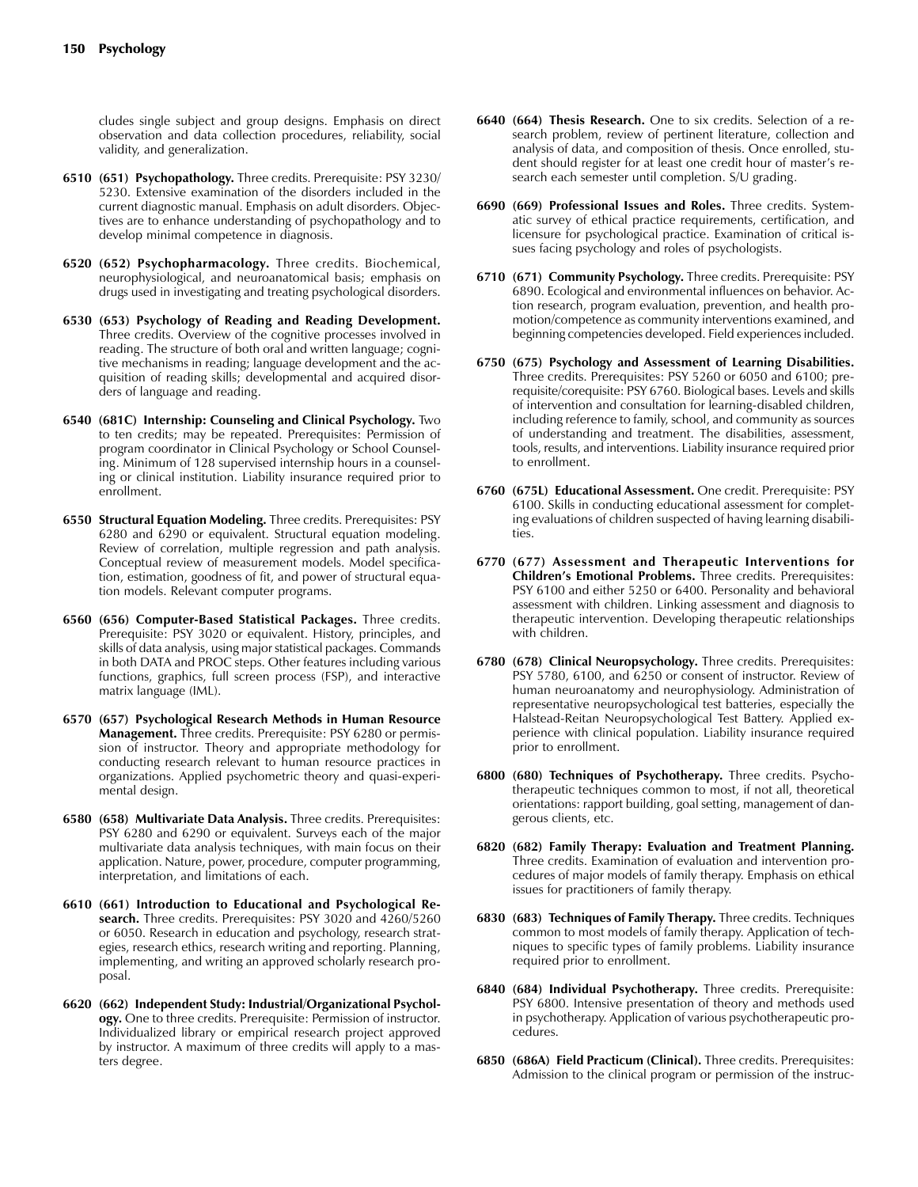cludes single subject and group designs. Emphasis on direct observation and data collection procedures, reliability, social validity, and generalization.

**6510 (651) Psychopathology.** Three credits. Prerequisite: PSY 3230/5230. Extensive examination of the disorders included in the current diagnostic manual. Emphasis on adult disorders. Objectives are to enhance understanding of psychopathology and to develop minimal competence in diagnosis.

**6520 (652) Psychopharmacology.** Three credits. Biochemical, neurophysiological, and neuroanatomical basis; emphasis on drugs used in investigating and treating psychological disorders.

**6530 (653) Psychology of Reading and Reading Development.** Three credits. Overview of the cognitive processes involved in reading. The structure of both oral and written language; cognitive mechanisms in reading; language development and the acquisition of reading skills; developmental and acquired disorders of language and reading.

**6540 (681C) Internship: Counseling and Clinical Psychology.** Two to ten credits; may be repeated. Prerequisites: Permission of program coordinator in Clinical Psychology or School Counseling. Minimum of 128 supervised internship hours in a counseling or clinical institution. Liability insurance required prior to enrollment.

**6550 Structural Equation Modeling.** Three credits. Prerequisites: PSY 6280 and 6290 or equivalent. Structural equation modeling. Review of correlation, multiple regression and path analysis. Conceptual review of measurement models. Model specification, estimation, goodness of fit, and power of structural equation models. Relevant computer programs.

**6560 (656) Computer-Based Statistical Packages.** Three credits. Prerequisite: PSY 3020 or equivalent. History, principles, and skills of data analysis, using major statistical packages. Commands in both DATA and PROC steps. Other features including various functions, graphics, full screen process (FSP), and interactive matrix language (IML).

**6570 (657) Psychological Research Methods in Human Resource Management.** Three credits. Prerequisite: PSY 6280 or permission of instructor. Theory and appropriate methodology for conducting research relevant to human resource practices in organizations. Applied psychometric theory and quasi-experimental design.

**6580 (658) Multivariate Data Analysis.** Three credits. Prerequisites: PSY 6280 and 6290 or equivalent. Surveys each of the major multivariate data analysis techniques, with main focus on their application. Nature, power, procedure, computer programming, interpretation, and limitations of each.

**6610 (661) Introduction to Educational and Psychological Research.** Three credits. Prerequisites: PSY 3020 and 4260/5260 or 6050. Research in education and psychology, research strategies, research ethics, research writing and reporting. Planning, implementing, and writing an approved scholarly research proposal.

**6620 (662) Independent Study: Industrial/Organizational Psychology.** One to three credits. Prerequisite: Permission of instructor. Individualized library or empirical research project approved by instructor. A maximum of three credits will apply to a masters degree.

**6640 (664) Thesis Research.** One to six credits. Selection of a research problem, review of pertinent literature, collection and analysis of data, and composition of thesis. Once enrolled, student should register for at least one credit hour of master's research each semester until completion. S/U grading.

**6690 (669) Professional Issues and Roles.** Three credits. Systematic survey of ethical practice requirements, certification, and licensure for psychological practice. Examination of critical issues facing psychology and roles of psychologists.

**6710 (671) Community Psychology.** Three credits. Prerequisite: PSY 6890. Ecological and environmental influences on behavior. Action research, program evaluation, prevention, and health promotion/competence as community interventions examined, and beginning competencies developed. Field experiences included.

**6750 (675) Psychology and Assessment of Learning Disabilities.** Three credits. Prerequisites: PSY 5260 or 6050 and 6100; prerequisite/corequisite: PSY 6760. Biological bases. Levels and skills of intervention and consultation for learning-disabled children, including reference to family, school, and community as sources of understanding and treatment. The disabilities, assessment, tools, results, and interventions. Liability insurance required prior to enrollment.

**6760 (675L) Educational Assessment.** One credit. Prerequisite: PSY 6100. Skills in conducting educational assessment for completing evaluations of children suspected of having learning disabilities.

**6770 (677) Assessment and Therapeutic Interventions for Children's Emotional Problems.** Three credits. Prerequisites: PSY 6100 and either 5250 or 6400. Personality and behavioral assessment with children. Linking assessment and diagnosis to therapeutic intervention. Developing therapeutic relationships with children.

**6780 (678) Clinical Neuropsychology.** Three credits. Prerequisites: PSY 5780, 6100, and 6250 or consent of instructor. Review of human neuroanatomy and neurophysiology. Administration of representative neuropsychological test batteries, especially the Halstead-Reitan Neuropsychological Test Battery. Applied experience with clinical population. Liability insurance required prior to enrollment.

**6800 (680) Techniques of Psychotherapy.** Three credits. Psychotherapeutic techniques common to most, if not all, theoretical orientations: rapport building, goal setting, management of dangerous clients, etc.

**6820 (682) Family Therapy: Evaluation and Treatment Planning.** Three credits. Examination of evaluation and intervention procedures of major models of family therapy. Emphasis on ethical issues for practitioners of family therapy.

**6830 (683) Techniques of Family Therapy.** Three credits. Techniques common to most models of family therapy. Application of techniques to specific types of family problems. Liability insurance required prior to enrollment.

**6840 (684) Individual Psychotherapy.** Three credits. Prerequisite: PSY 6800. Intensive presentation of theory and methods used in psychotherapy. Application of various psychotherapeutic procedures.

**6850 (686A) Field Practicum (Clinical).** Three credits. Prerequisites: Admission to the clinical program or permission of the instruc-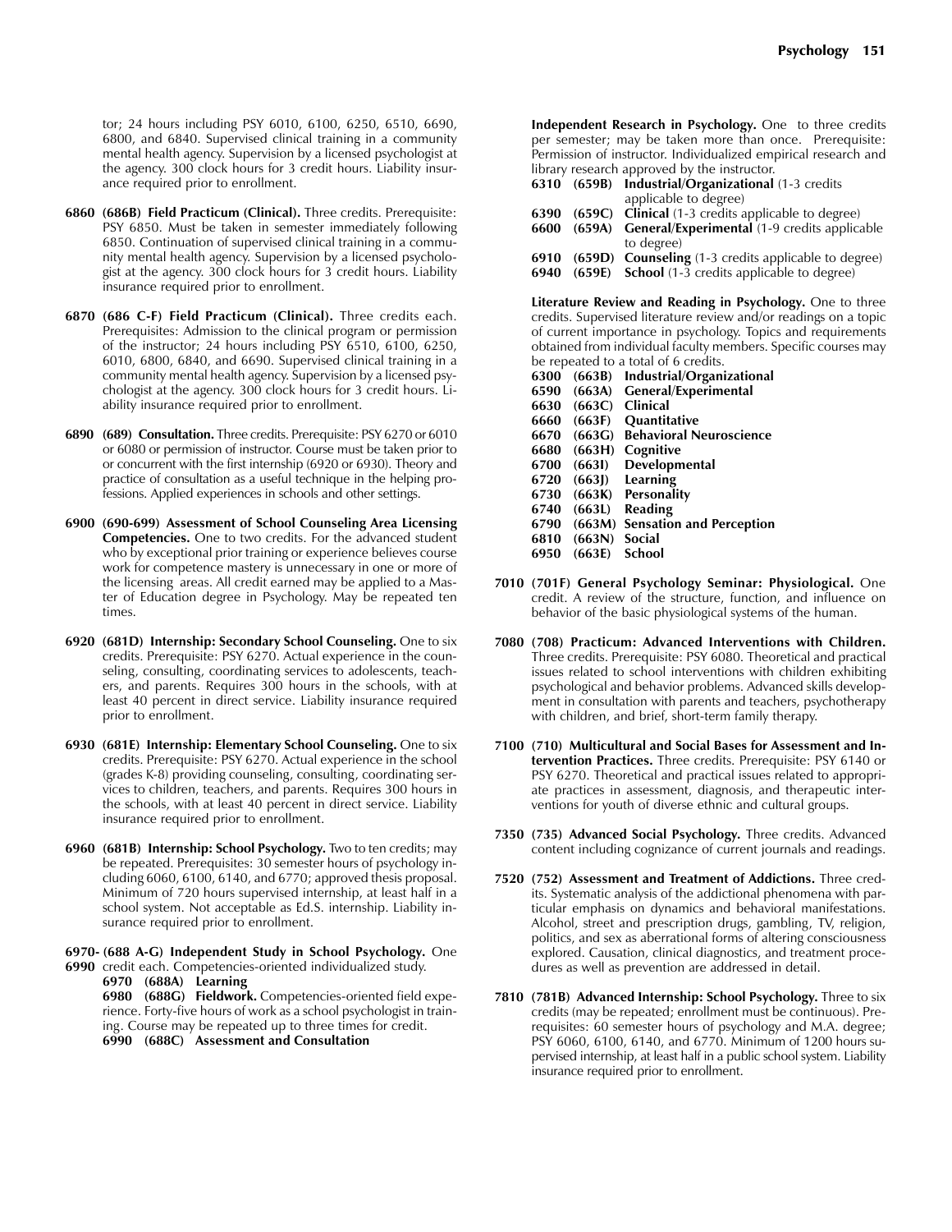tor; 24 hours including PSY 6010, 6100, 6250, 6510, 6690, 6800, and 6840. Supervised clinical training in a community mental health agency. Supervision by a licensed psychologist at the agency. 300 clock hours for 3 credit hours. Liability insurance required prior to enrollment.

**6860 (686B) Field Practicum (Clinical).** Three credits. Prerequisite: PSY 6850. Must be taken in semester immediately following 6850. Continuation of supervised clinical training in a community mental health agency. Supervision by a licensed psychologist at the agency. 300 clock hours for 3 credit hours. Liability insurance required prior to enrollment.

**6870 (686 C-F) Field Practicum (Clinical).** Three credits each. Prerequisites: Admission to the clinical program or permission of the instructor; 24 hours including PSY 6510, 6100, 6250, 6010, 6800, 6840, and 6690. Supervised clinical training in a community mental health agency. Supervision by a licensed psychologist at the agency. 300 clock hours for 3 credit hours. Liability insurance required prior to enrollment.

**6890 (689) Consultation.** Three credits. Prerequisite: PSY 6270 or 6010 or 6080 or permission of instructor. Course must be taken prior to or concurrent with the first internship (6920 or 6930). Theory and practice of consultation as a useful technique in the helping professions. Applied experiences in schools and other settings.

**6900 (690-699) Assessment of School Counseling Area Licensing Competencies.** One to two credits. For the advanced student who by exceptional prior training or experience believes course work for competence mastery is unnecessary in one or more of the licensing areas. All credit earned may be applied to a Master of Education degree in Psychology. May be repeated ten times.

**6920 (681D) Internship: Secondary School Counseling.** One to six credits. Prerequisite: PSY 6270. Actual experience in the counseling, consulting, coordinating services to adolescents, teachers, and parents. Requires 300 hours in the schools, with at least 40 percent in direct service. Liability insurance required prior to enrollment.

**6930 (681E) Internship: Elementary School Counseling.** One to six credits. Prerequisite: PSY 6270. Actual experience in the school (grades K-8) providing counseling, consulting, coordinating services to children, teachers, and parents. Requires 300 hours in the schools, with at least 40 percent in direct service. Liability insurance required prior to enrollment.

**6960 (681B) Internship: School Psychology.** Two to ten credits; may be repeated. Prerequisites: 30 semester hours of psychology including 6060, 6100, 6140, and 6770; approved thesis proposal. Minimum of 720 hours supervised internship, at least half in a school system. Not acceptable as Ed.S. internship. Liability insurance required prior to enrollment.

**6970-6990 (688 A-G) Independent Study in School Psychology.** One credit each. Competencies-oriented individualized study.

**6970 (688A) Learning**

**6980 (688G) Fieldwork.** Competencies-oriented field experience. Forty-five hours of work as a school psychologist in training. Course may be repeated up to three times for credit.

**6990 (688C) Assessment and Consultation**

**Independent Research in Psychology.** One to three credits per semester; may be taken more than once. Prerequisite: Permission of instructor. Individualized empirical research and library research approved by the instructor.

**6310 (659B) Industrial/Organizational** (1-3 credits applicable to degree)
**6390 (659C) Clinical** (1-3 credits applicable to degree)
**6600 (659A) General/Experimental** (1-9 credits applicable to degree)
**6910 (659D) Counseling** (1-3 credits applicable to degree)
**6940 (659E) School** (1-3 credits applicable to degree)

**Literature Review and Reading in Psychology.** One to three credits. Supervised literature review and/or readings on a topic of current importance in psychology. Topics and requirements obtained from individual faculty members. Specific courses may be repeated to a total of 6 credits.

**6300 (663B) Industrial/Organizational**
**6590 (663A) General/Experimental**
**6630 (663C) Clinical**
**6660 (663F) Quantitative**
**6670 (663G) Behavioral Neuroscience**
**6680 (663H) Cognitive**
**6700 (663I) Developmental**
**6720 (663J) Learning**
**6730 (663K) Personality**
**6740 (663L) Reading**
**6790 (663M) Sensation and Perception**
**6810 (663N) Social**
**6950 (663E) School**

**7010 (701F) General Psychology Seminar: Physiological.** One credit. A review of the structure, function, and influence on behavior of the basic physiological systems of the human.

**7080 (708) Practicum: Advanced Interventions with Children.** Three credits. Prerequisite: PSY 6080. Theoretical and practical issues related to school interventions with children exhibiting psychological and behavior problems. Advanced skills development in consultation with parents and teachers, psychotherapy with children, and brief, short-term family therapy.

**7100 (710) Multicultural and Social Bases for Assessment and Intervention Practices.** Three credits. Prerequisite: PSY 6140 or PSY 6270. Theoretical and practical issues related to appropriate practices in assessment, diagnosis, and therapeutic interventions for youth of diverse ethnic and cultural groups.

**7350 (735) Advanced Social Psychology.** Three credits. Advanced content including cognizance of current journals and readings.

**7520 (752) Assessment and Treatment of Addictions.** Three credits. Systematic analysis of the addictional phenomena with particular emphasis on dynamics and behavioral manifestations. Alcohol, street and prescription drugs, gambling, TV, religion, politics, and sex as aberrational forms of altering consciousness explored. Causation, clinical diagnostics, and treatment procedures as well as prevention are addressed in detail.

**7810 (781B) Advanced Internship: School Psychology.** Three to six credits (may be repeated; enrollment must be continuous). Prerequisites: 60 semester hours of psychology and M.A. degree; PSY 6060, 6100, 6140, and 6770. Minimum of 1200 hours supervised internship, at least half in a public school system. Liability insurance required prior to enrollment.